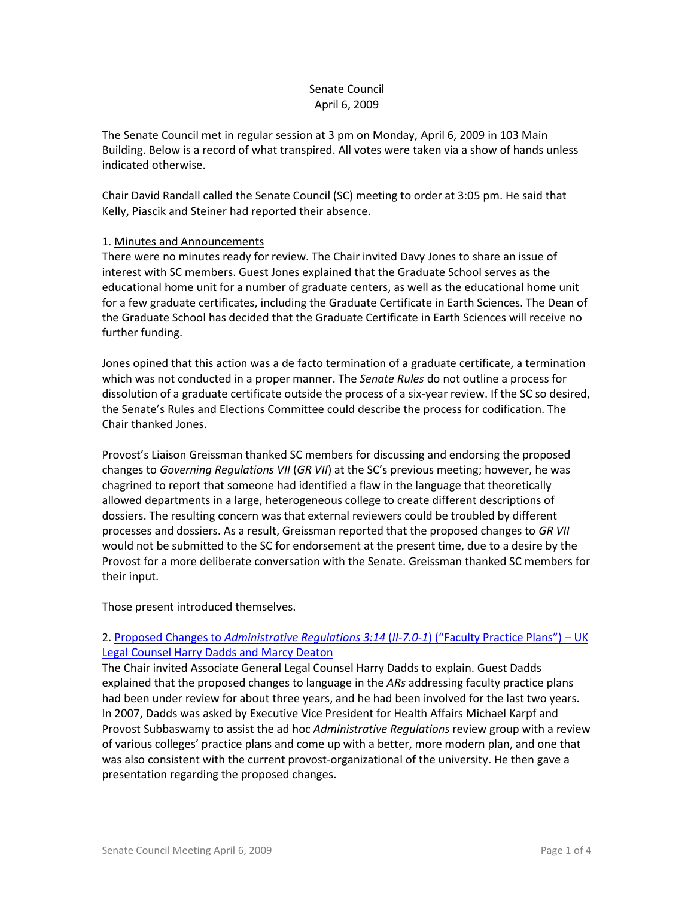Senate Council
April 6, 2009

The Senate Council met in regular session at 3 pm on Monday, April 6, 2009 in 103 Main Building. Below is a record of what transpired. All votes were taken via a show of hands unless indicated otherwise.

Chair David Randall called the Senate Council (SC) meeting to order at 3:05 pm. He said that Kelly, Piascik and Steiner had reported their absence.

1. Minutes and Announcements

There were no minutes ready for review. The Chair invited Davy Jones to share an issue of interest with SC members. Guest Jones explained that the Graduate School serves as the educational home unit for a number of graduate centers, as well as the educational home unit for a few graduate certificates, including the Graduate Certificate in Earth Sciences. The Dean of the Graduate School has decided that the Graduate Certificate in Earth Sciences will receive no further funding.

Jones opined that this action was a de facto termination of a graduate certificate, a termination which was not conducted in a proper manner. The *Senate Rules* do not outline a process for dissolution of a graduate certificate outside the process of a six-year review. If the SC so desired, the Senate's Rules and Elections Committee could describe the process for codification. The Chair thanked Jones.

Provost's Liaison Greissman thanked SC members for discussing and endorsing the proposed changes to *Governing Regulations VII* (*GR VII*) at the SC's previous meeting; however, he was chagrined to report that someone had identified a flaw in the language that theoretically allowed departments in a large, heterogeneous college to create different descriptions of dossiers. The resulting concern was that external reviewers could be troubled by different processes and dossiers. As a result, Greissman reported that the proposed changes to *GR VII* would not be submitted to the SC for endorsement at the present time, due to a desire by the Provost for a more deliberate conversation with the Senate. Greissman thanked SC members for their input.

Those present introduced themselves.

2. Proposed Changes to *Administrative Regulations 3:14* (*II-7.0-1*) ("Faculty Practice Plans") – UK Legal Counsel Harry Dadds and Marcy Deaton

The Chair invited Associate General Legal Counsel Harry Dadds to explain. Guest Dadds explained that the proposed changes to language in the *ARs* addressing faculty practice plans had been under review for about three years, and he had been involved for the last two years. In 2007, Dadds was asked by Executive Vice President for Health Affairs Michael Karpf and Provost Subbaswamy to assist the ad hoc *Administrative Regulations* review group with a review of various colleges' practice plans and come up with a better, more modern plan, and one that was also consistent with the current provost-organizational of the university. He then gave a presentation regarding the proposed changes.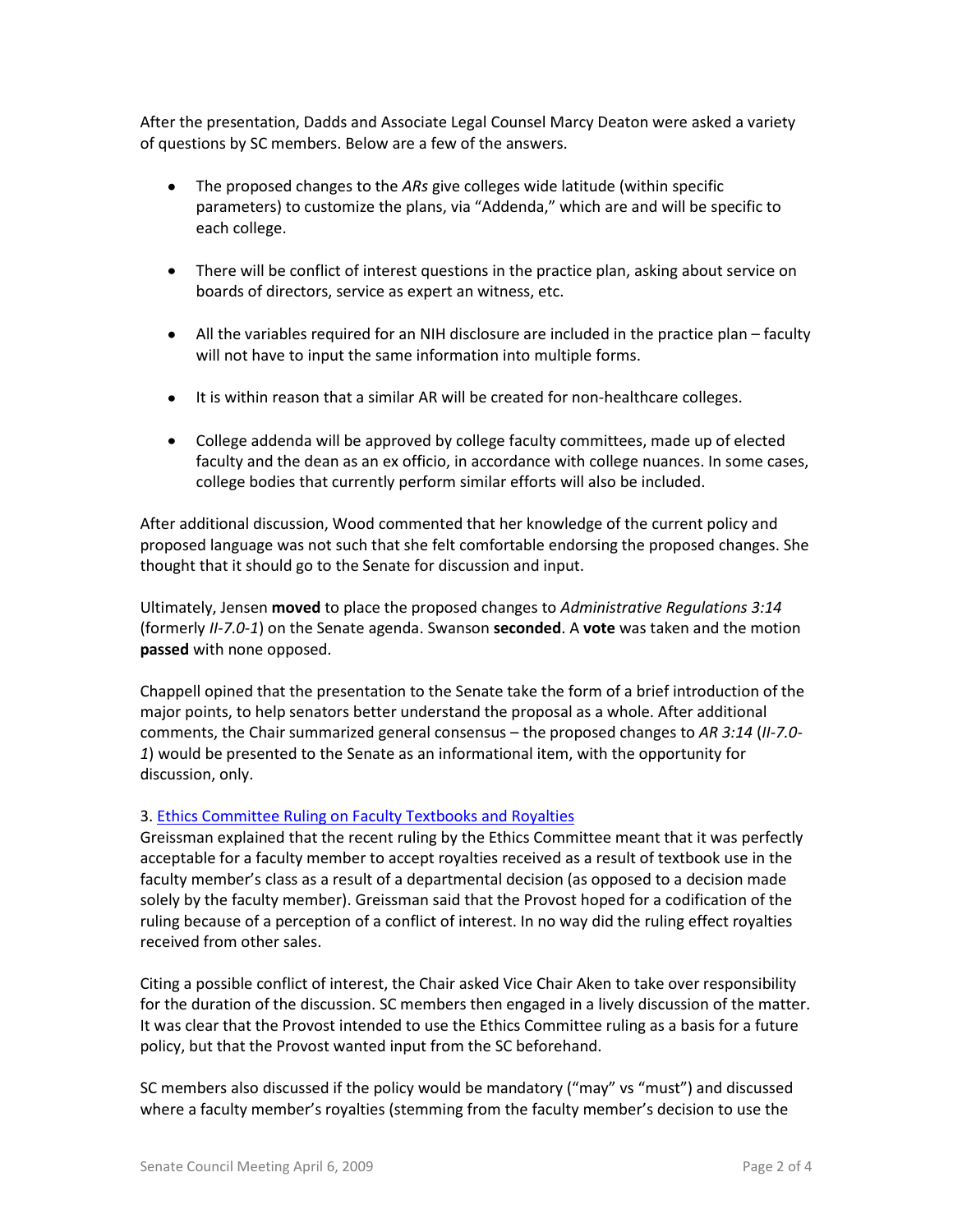After the presentation, Dadds and Associate Legal Counsel Marcy Deaton were asked a variety of questions by SC members. Below are a few of the answers.

- The proposed changes to the *ARs* give colleges wide latitude (within specific parameters) to customize the plans, via "Addenda," which are and will be specific to each college.
- There will be conflict of interest questions in the practice plan, asking about service on boards of directors, service as expert an witness, etc.
- All the variables required for an NIH disclosure are included in the practice plan – faculty will not have to input the same information into multiple forms.
- It is within reason that a similar AR will be created for non-healthcare colleges.
- College addenda will be approved by college faculty committees, made up of elected faculty and the dean as an ex officio, in accordance with college nuances. In some cases, college bodies that currently perform similar efforts will also be included.

After additional discussion, Wood commented that her knowledge of the current policy and proposed language was not such that she felt comfortable endorsing the proposed changes. She thought that it should go to the Senate for discussion and input.

Ultimately, Jensen **moved** to place the proposed changes to *Administrative Regulations 3:14* (formerly *II-7.0-1*) on the Senate agenda. Swanson **seconded**. A **vote** was taken and the motion **passed** with none opposed.

Chappell opined that the presentation to the Senate take the form of a brief introduction of the major points, to help senators better understand the proposal as a whole. After additional comments, the Chair summarized general consensus – the proposed changes to *AR 3:14* (*II-7.0-1*) would be presented to the Senate as an informational item, with the opportunity for discussion, only.

3. Ethics Committee Ruling on Faculty Textbooks and Royalties

Greissman explained that the recent ruling by the Ethics Committee meant that it was perfectly acceptable for a faculty member to accept royalties received as a result of textbook use in the faculty member's class as a result of a departmental decision (as opposed to a decision made solely by the faculty member). Greissman said that the Provost hoped for a codification of the ruling because of a perception of a conflict of interest. In no way did the ruling effect royalties received from other sales.

Citing a possible conflict of interest, the Chair asked Vice Chair Aken to take over responsibility for the duration of the discussion. SC members then engaged in a lively discussion of the matter. It was clear that the Provost intended to use the Ethics Committee ruling as a basis for a future policy, but that the Provost wanted input from the SC beforehand.

SC members also discussed if the policy would be mandatory ("may" vs "must") and discussed where a faculty member's royalties (stemming from the faculty member's decision to use the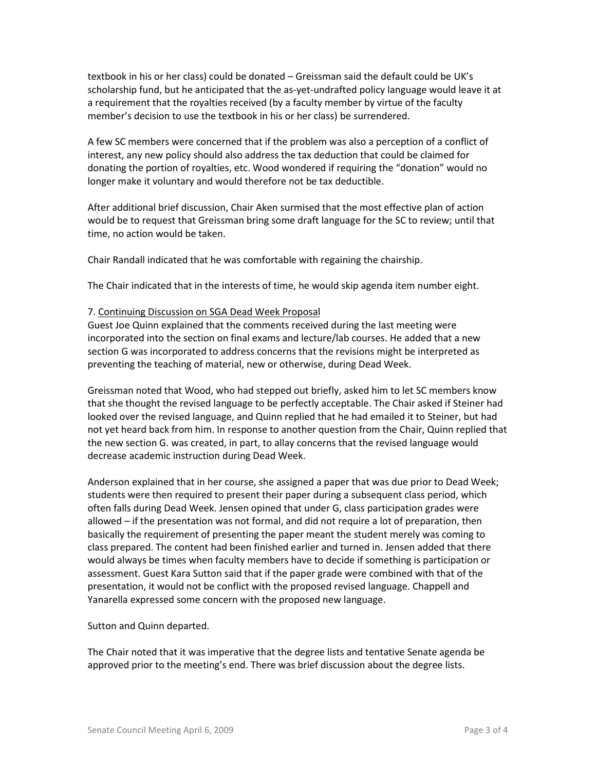textbook in his or her class) could be donated – Greissman said the default could be UK's scholarship fund, but he anticipated that the as-yet-undrafted policy language would leave it at a requirement that the royalties received (by a faculty member by virtue of the faculty member's decision to use the textbook in his or her class) be surrendered.

A few SC members were concerned that if the problem was also a perception of a conflict of interest, any new policy should also address the tax deduction that could be claimed for donating the portion of royalties, etc. Wood wondered if requiring the "donation" would no longer make it voluntary and would therefore not be tax deductible.

After additional brief discussion, Chair Aken surmised that the most effective plan of action would be to request that Greissman bring some draft language for the SC to review; until that time, no action would be taken.

Chair Randall indicated that he was comfortable with regaining the chairship.

The Chair indicated that in the interests of time, he would skip agenda item number eight.

7. Continuing Discussion on SGA Dead Week Proposal

Guest Joe Quinn explained that the comments received during the last meeting were incorporated into the section on final exams and lecture/lab courses. He added that a new section G was incorporated to address concerns that the revisions might be interpreted as preventing the teaching of material, new or otherwise, during Dead Week.

Greissman noted that Wood, who had stepped out briefly, asked him to let SC members know that she thought the revised language to be perfectly acceptable. The Chair asked if Steiner had looked over the revised language, and Quinn replied that he had emailed it to Steiner, but had not yet heard back from him. In response to another question from the Chair, Quinn replied that the new section G. was created, in part, to allay concerns that the revised language would decrease academic instruction during Dead Week.

Anderson explained that in her course, she assigned a paper that was due prior to Dead Week; students were then required to present their paper during a subsequent class period, which often falls during Dead Week. Jensen opined that under G, class participation grades were allowed – if the presentation was not formal, and did not require a lot of preparation, then basically the requirement of presenting the paper meant the student merely was coming to class prepared. The content had been finished earlier and turned in. Jensen added that there would always be times when faculty members have to decide if something is participation or assessment. Guest Kara Sutton said that if the paper grade were combined with that of the presentation, it would not be conflict with the proposed revised language. Chappell and Yanarella expressed some concern with the proposed new language.

Sutton and Quinn departed.

The Chair noted that it was imperative that the degree lists and tentative Senate agenda be approved prior to the meeting's end. There was brief discussion about the degree lists.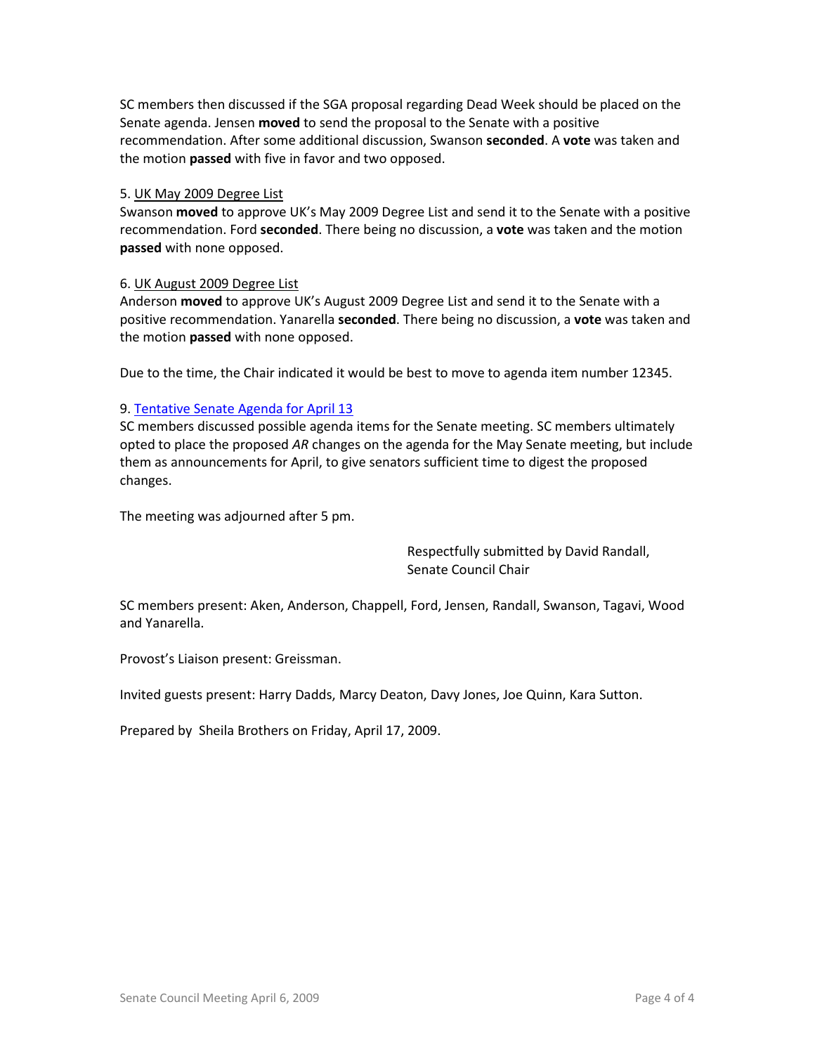SC members then discussed if the SGA proposal regarding Dead Week should be placed on the Senate agenda. Jensen **moved** to send the proposal to the Senate with a positive recommendation. After some additional discussion, Swanson **seconded**. A **vote** was taken and the motion **passed** with five in favor and two opposed.

5. UK May 2009 Degree List

Swanson **moved** to approve UK's May 2009 Degree List and send it to the Senate with a positive recommendation. Ford **seconded**. There being no discussion, a **vote** was taken and the motion **passed** with none opposed.

6. UK August 2009 Degree List

Anderson **moved** to approve UK's August 2009 Degree List and send it to the Senate with a positive recommendation. Yanarella **seconded**. There being no discussion, a **vote** was taken and the motion **passed** with none opposed.

Due to the time, the Chair indicated it would be best to move to agenda item number 12345.

9. Tentative Senate Agenda for April 13

SC members discussed possible agenda items for the Senate meeting. SC members ultimately opted to place the proposed *AR* changes on the agenda for the May Senate meeting, but include them as announcements for April, to give senators sufficient time to digest the proposed changes.

The meeting was adjourned after 5 pm.

Respectfully submitted by David Randall,
Senate Council Chair

SC members present: Aken, Anderson, Chappell, Ford, Jensen, Randall, Swanson, Tagavi, Wood and Yanarella.

Provost's Liaison present: Greissman.

Invited guests present: Harry Dadds, Marcy Deaton, Davy Jones, Joe Quinn, Kara Sutton.

Prepared by Sheila Brothers on Friday, April 17, 2009.